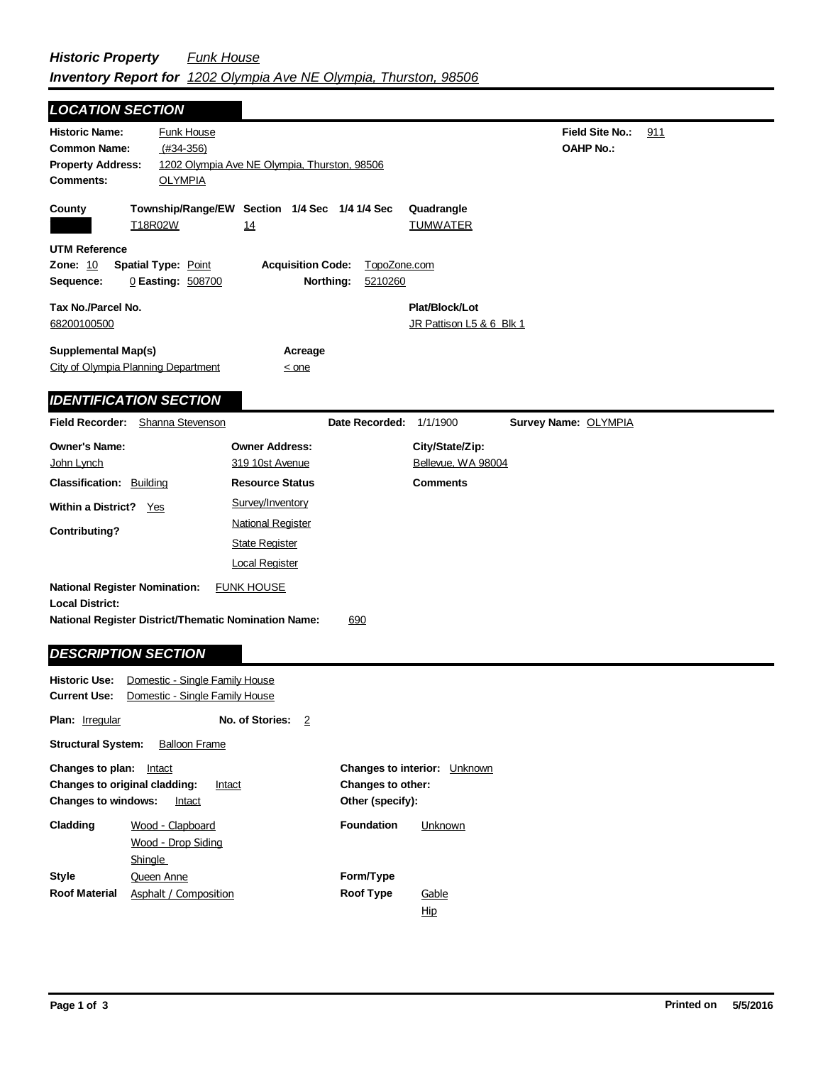***Historic Property*** *Funk House*

***Inventory Report for*** *1202 Olympia Ave NE Olympia, Thurston, 98506*

## *LOCATION SECTION*

**Historic Name:** Funk House
**Common Name:** (#34-356)
**Property Address:** 1202 Olympia Ave NE Olympia, Thurston, 98506
**Comments:** OLYMPIA

**Field Site No.:** 911
**OAHP No.:**

| County | Township/Range/EW | Section | 1/4 Sec | 1/4 1/4 Sec | Quadrangle |
|---|---|---|---|---|---|
| | T18R02W | 14 | | | TUMWATER |

**UTM Reference**
**Zone:** 10 **Spatial Type:** Point **Acquisition Code:** TopoZone.com
**Sequence:** 0 **Easting:** 508700 **Northing:** 5210260

**Tax No./Parcel No.**
68200100500

**Plat/Block/Lot**
JR Pattison L5 & 6 Blk 1

**Supplemental Map(s)**
City of Olympia Planning Department

**Acreage**
< one

## *IDENTIFICATION SECTION*

**Field Recorder:** Shanna Stevenson **Date Recorded:** 1/1/1900 **Survey Name:** OLYMPIA

| Owner's Name: | Owner Address: | City/State/Zip: |
|---|---|---|
| John Lynch | 319 10st Avenue | Bellevue, WA 98004 |

**Classification:** Building

**Within a District?** Yes

**Contributing?**

**Resource Status**
Survey/Inventory
National Register
State Register
Local Register

**Comments**

**National Register Nomination:** FUNK HOUSE
**Local District:**
**National Register District/Thematic Nomination Name:** 690

## *DESCRIPTION SECTION*

**Historic Use:** Domestic - Single Family House
**Current Use:** Domestic - Single Family House

**Plan:** Irregular **No. of Stories:** 2

**Structural System:** Balloon Frame

**Changes to plan:** Intact
**Changes to original cladding:** Intact
**Changes to windows:** Intact

**Changes to interior:** Unknown
**Changes to other:**
**Other (specify):**

**Cladding** Wood - Clapboard, Wood - Drop Siding, Shingle

**Foundation** Unknown

**Style** Queen Anne

**Form/Type**

**Roof Material** Asphalt / Composition

**Roof Type** Gable, Hip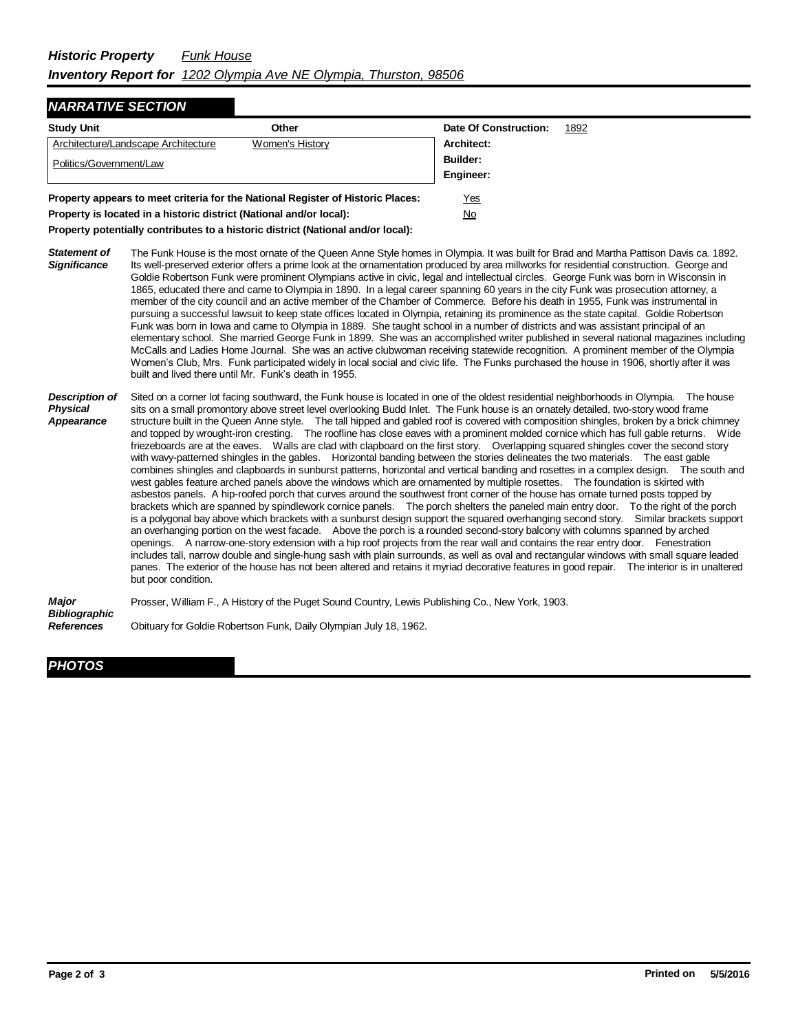**Historic Property** *Funk House*

**Inventory Report for** *1202 Olympia Ave NE Olympia, Thurston, 98506*

## NARRATIVE SECTION

| Study Unit | Other | | |
|---|---|---|---|
| Architecture/Landscape Architecture | Women's History | **Date Of Construction:** | 1892 |
| Politics/Government/Law | | **Architect:** | |
| | | **Builder:** | |
| | | **Engineer:** | |

**Property appears to meet criteria for the National Register of Historic Places:** Yes

**Property is located in a historic district (National and/or local):** No

**Property potentially contributes to a historic district (National and/or local):**

***Statement of Significance***

The Funk House is the most ornate of the Queen Anne Style homes in Olympia. It was built for Brad and Martha Pattison Davis ca. 1892. Its well-preserved exterior offers a prime look at the ornamentation produced by area millworks for residential construction. George and Goldie Robertson Funk were prominent Olympians active in civic, legal and intellectual circles. George Funk was born in Wisconsin in 1865, educated there and came to Olympia in 1890. In a legal career spanning 60 years in the city Funk was prosecution attorney, a member of the city council and an active member of the Chamber of Commerce. Before his death in 1955, Funk was instrumental in pursuing a successful lawsuit to keep state offices located in Olympia, retaining its prominence as the state capital. Goldie Robertson Funk was born in Iowa and came to Olympia in 1889. She taught school in a number of districts and was assistant principal of an elementary school. She married George Funk in 1899. She was an accomplished writer published in several national magazines including McCalls and Ladies Home Journal. She was an active clubwoman receiving statewide recognition. A prominent member of the Olympia Women's Club, Mrs. Funk participated widely in local social and civic life. The Funks purchased the house in 1906, shortly after it was built and lived there until Mr. Funk's death in 1955.

***Description of Physical Appearance***

Sited on a corner lot facing southward, the Funk house is located in one of the oldest residential neighborhoods in Olympia. The house sits on a small promontory above street level overlooking Budd Inlet. The Funk house is an ornately detailed, two-story wood frame structure built in the Queen Anne style. The tall hipped and gabled roof is covered with composition shingles, broken by a brick chimney and topped by wrought-iron cresting. The roofline has close eaves with a prominent molded cornice which has full gable returns. Wide friezeboards are at the eaves. Walls are clad with clapboard on the first story. Overlapping squared shingles cover the second story with wavy-patterned shingles in the gables. Horizontal banding between the stories delineates the two materials. The east gable combines shingles and clapboards in sunburst patterns, horizontal and vertical banding and rosettes in a complex design. The south and west gables feature arched panels above the windows which are ornamented by multiple rosettes. The foundation is skirted with asbestos panels. A hip-roofed porch that curves around the southwest front corner of the house has ornate turned posts topped by brackets which are spanned by spindlework cornice panels. The porch shelters the paneled main entry door. To the right of the porch is a polygonal bay above which brackets with a sunburst design support the squared overhanging second story. Similar brackets support an overhanging portion on the west facade. Above the porch is a rounded second-story balcony with columns spanned by arched openings. A narrow-one-story extension with a hip roof projects from the rear wall and contains the rear entry door. Fenestration includes tall, narrow double and single-hung sash with plain surrounds, as well as oval and rectangular windows with small square leaded panes. The exterior of the house has not been altered and retains it myriad decorative features in good repair. The interior is in unaltered but poor condition.

***Major Bibliographic References***

Prosser, William F., A History of the Puget Sound Country, Lewis Publishing Co., New York, 1903.

Obituary for Goldie Robertson Funk, Daily Olympian July 18, 1962.

## PHOTOS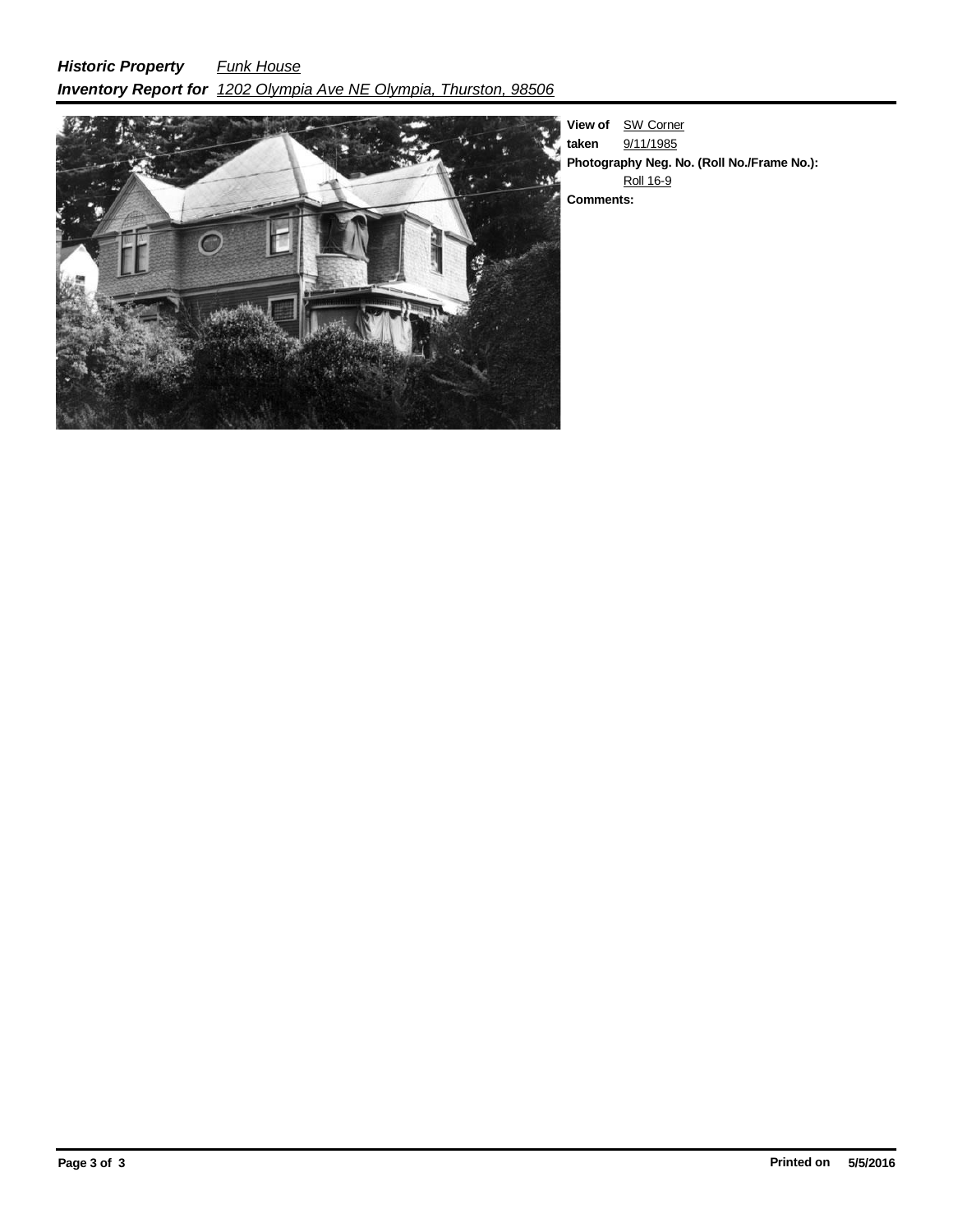***Historic Property Inventory Report for*** *Funk House*
*1202 Olympia Ave NE Olympia, Thurston, 98506*

**View of** SW Corner
**taken** 9/11/1985
**Photography Neg. No. (Roll No./Frame No.):** Roll 16-9
**Comments:**

**Printed on** 5/5/2016